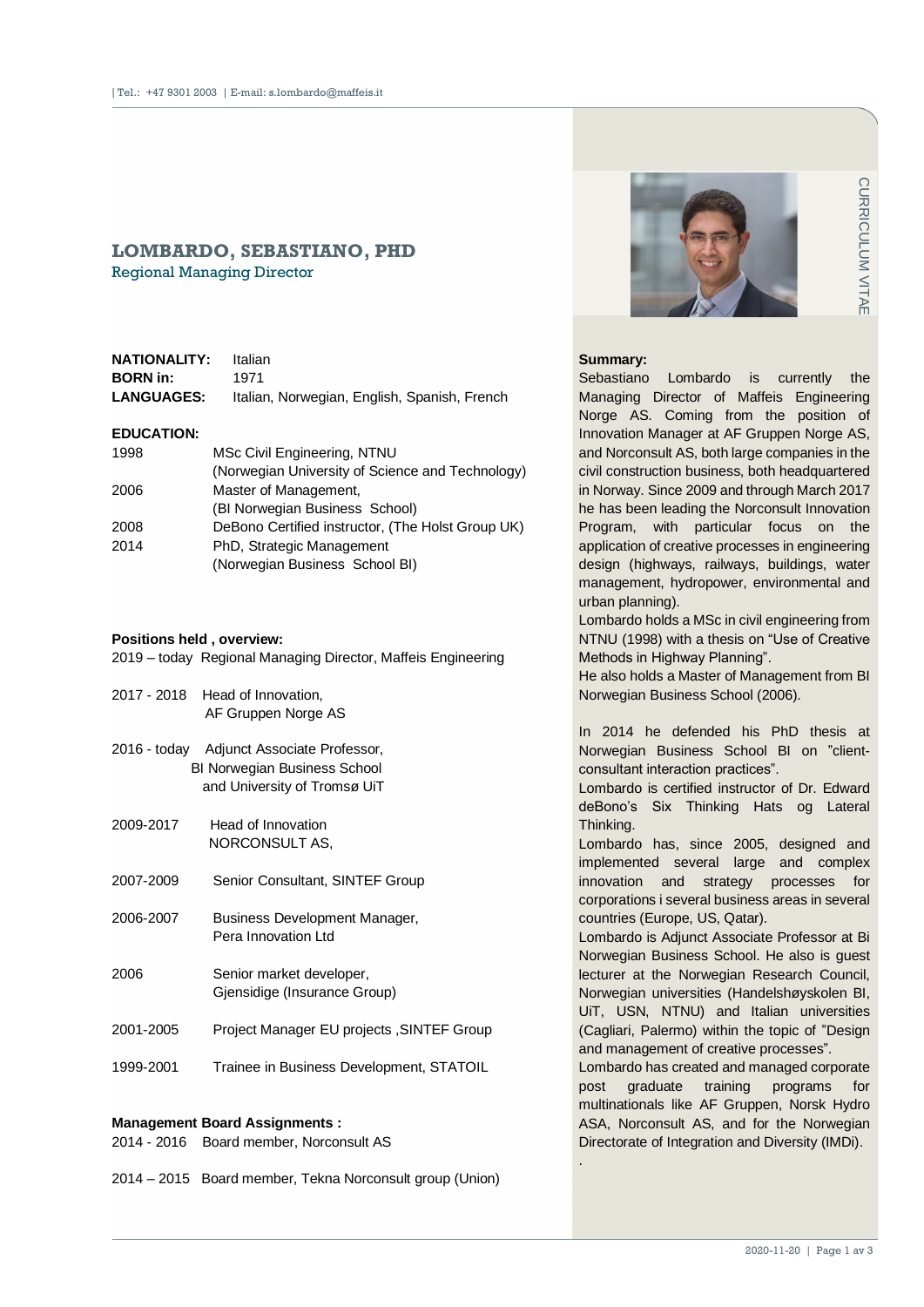| Tel.: +47 9301 2003 | E-mail: s.lombardo@maffeis.it

# LOMBARDO, SEBASTIANO, PHD

Regional Managing Director

CURRICULUM VITAE

**NATIONALITY:** Italian
**BORN in:** 1971
**LANGUAGES:** Italian, Norwegian, English, Spanish, French

**EDUCATION:**

| | |
|---|---|
| 1998 | MSc Civil Engineering, NTNU (Norwegian University of Science and Technology) |
| 2006 | Master of Management, (BI Norwegian Business School) |
| 2008 | DeBono Certified instructor, (The Holst Group UK) |
| 2014 | PhD, Strategic Management (Norwegian Business School BI) |

**Positions held , overview:**

| | |
|---|---|
| 2019 – today | Regional Managing Director, Maffeis Engineering |
| 2017 - 2018 | Head of Innovation, AF Gruppen Norge AS |
| 2016 - today | Adjunct Associate Professor, BI Norwegian Business School and University of Tromsø UiT |
| 2009-2017 | Head of Innovation NORCONSULT AS, |
| 2007-2009 | Senior Consultant, SINTEF Group |
| 2006-2007 | Business Development Manager, Pera Innovation Ltd |
| 2006 | Senior market developer, Gjensidige (Insurance Group) |
| 2001-2005 | Project Manager EU projects ,SINTEF Group |
| 1999-2001 | Trainee in Business Development, STATOIL |

**Management Board Assignments :**

| | |
|---|---|
| 2014 - 2016 | Board member, Norconsult AS |
| 2014 – 2015 | Board member, Tekna Norconsult group (Union) |

**Summary:**

Sebastiano Lombardo is currently the Managing Director of Maffeis Engineering Norge AS. Coming from the position of Innovation Manager at AF Gruppen Norge AS, and Norconsult AS, both large companies in the civil construction business, both headquartered in Norway. Since 2009 and through March 2017 he has been leading the Norconsult Innovation Program, with particular focus on the application of creative processes in engineering design (highways, railways, buildings, water management, hydropower, environmental and urban planning).

Lombardo holds a MSc in civil engineering from NTNU (1998) with a thesis on "Use of Creative Methods in Highway Planning".

He also holds a Master of Management from BI Norwegian Business School (2006).

In 2014 he defended his PhD thesis at Norwegian Business School BI on "client-consultant interaction practices".

Lombardo is certified instructor of Dr. Edward deBono's Six Thinking Hats og Lateral Thinking.

Lombardo has, since 2005, designed and implemented several large and complex innovation and strategy processes for corporations i several business areas in several countries (Europe, US, Qatar).

Lombardo is Adjunct Associate Professor at Bi Norwegian Business School. He also is guest lecturer at the Norwegian Research Council, Norwegian universities (Handelshøyskolen BI, UiT, USN, NTNU) and Italian universities (Cagliari, Palermo) within the topic of "Design and management of creative processes".

Lombardo has created and managed corporate post graduate training programs for multinationals like AF Gruppen, Norsk Hydro ASA, Norconsult AS, and for the Norwegian Directorate of Integration and Diversity (IMDi).

.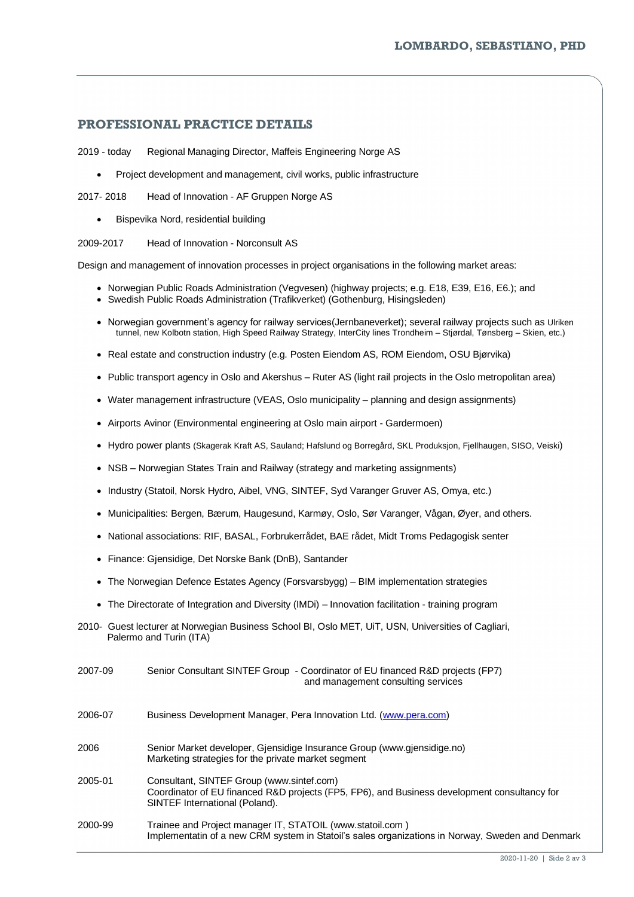## PROFESSIONAL PRACTICE DETAILS

2019 - today  Regional Managing Director, Maffeis Engineering Norge AS

- Project development and management, civil works, public infrastructure

2017- 2018  Head of Innovation - AF Gruppen Norge AS

- Bispevika Nord, residential building

2009-2017  Head of Innovation - Norconsult AS

Design and management of innovation processes in project organisations in the following market areas:

- Norwegian Public Roads Administration (Vegvesen) (highway projects; e.g. E18, E39, E16, E6.); and
- Swedish Public Roads Administration (Trafikverket) (Gothenburg, Hisingsleden)
- Norwegian government's agency for railway services(Jernbaneverket); several railway projects such as Ulriken tunnel, new Kolbotn station, High Speed Railway Strategy, InterCity lines Trondheim – Stjørdal, Tønsberg – Skien, etc.)
- Real estate and construction industry (e.g. Posten Eiendom AS, ROM Eiendom, OSU Bjørvika)
- Public transport agency in Oslo and Akershus – Ruter AS (light rail projects in the Oslo metropolitan area)
- Water management infrastructure (VEAS, Oslo municipality – planning and design assignments)
- Airports Avinor (Environmental engineering at Oslo main airport - Gardermoen)
- Hydro power plants (Skagerak Kraft AS, Sauland; Hafslund og Borregård, SKL Produksjon, Fjellhaugen, SISO, Veiski)
- NSB – Norwegian States Train and Railway (strategy and marketing assignments)
- Industry (Statoil, Norsk Hydro, Aibel, VNG, SINTEF, Syd Varanger Gruver AS, Omya, etc.)
- Municipalities: Bergen, Bærum, Haugesund, Karmøy, Oslo, Sør Varanger, Vågan, Øyer, and others.
- National associations: RIF, BASAL, Forbrukerrådet, BAE rådet, Midt Troms Pedagogisk senter
- Finance: Gjensidige, Det Norske Bank (DnB), Santander
- The Norwegian Defence Estates Agency (Forsvarsbygg) – BIM implementation strategies
- The Directorate of Integration and Diversity (IMDi) – Innovation facilitation - training program

2010- Guest lecturer at Norwegian Business School BI, Oslo MET, UiT, USN, Universities of Cagliari, Palermo and Turin (ITA)

2007-09  Senior Consultant SINTEF Group - Coordinator of EU financed R&D projects (FP7) and management consulting services

2006-07  Business Development Manager, Pera Innovation Ltd. (www.pera.com)

2006  Senior Market developer, Gjensidige Insurance Group (www.gjensidige.no)
Marketing strategies for the private market segment

2005-01  Consultant, SINTEF Group (www.sintef.com)
Coordinator of EU financed R&D projects (FP5, FP6), and Business development consultancy for SINTEF International (Poland).

2000-99  Trainee and Project manager IT, STATOIL (www.statoil.com )
Implementatin of a new CRM system in Statoil's sales organizations in Norway, Sweden and Denmark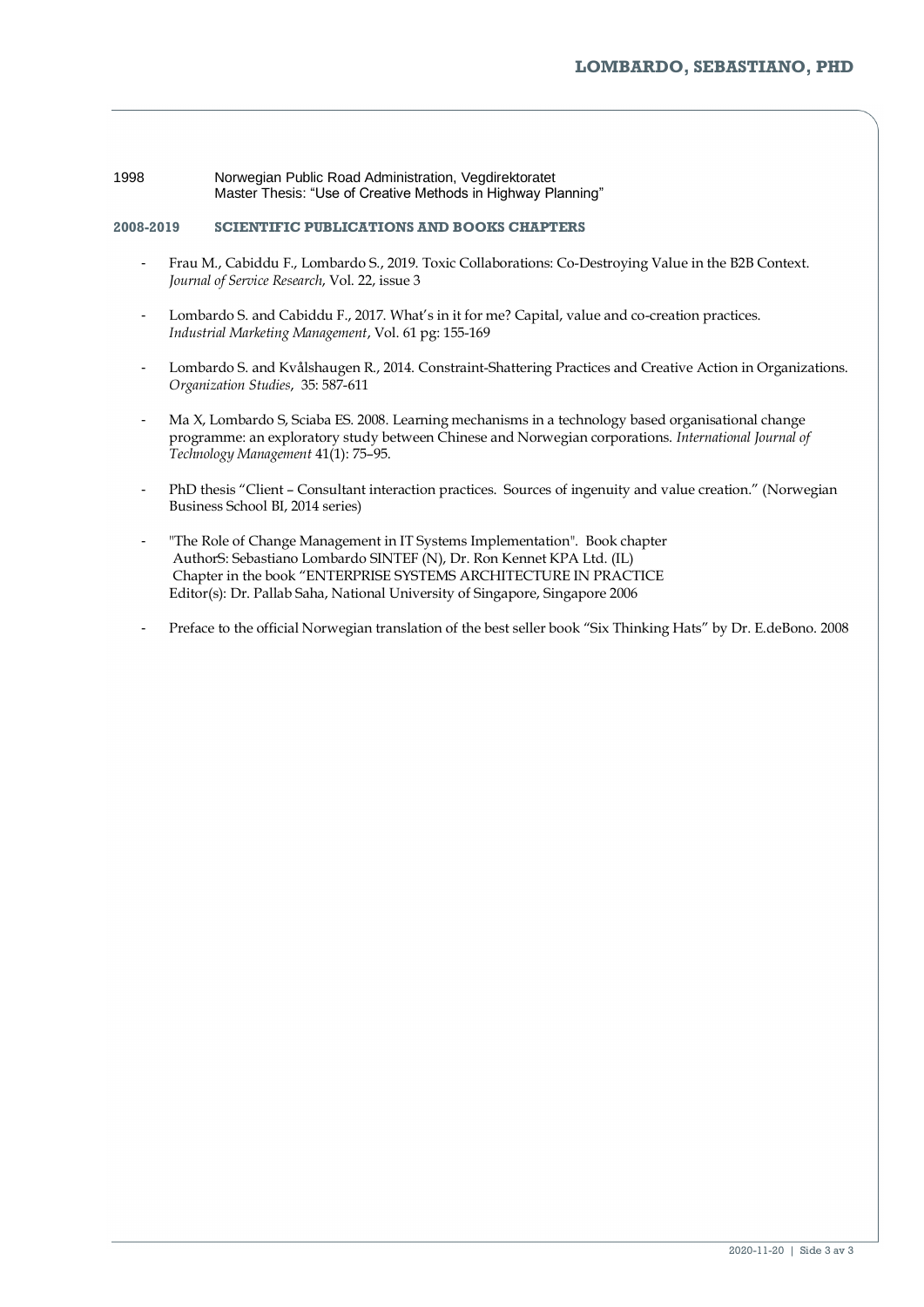1998 Norwegian Public Road Administration, Vegdirektoratet
Master Thesis: "Use of Creative Methods in Highway Planning"

**2008-2019 SCIENTIFIC PUBLICATIONS AND BOOKS CHAPTERS**

- Frau M., Cabiddu F., Lombardo S., 2019. Toxic Collaborations: Co-Destroying Value in the B2B Context. *Journal of Service Research*, Vol. 22, issue 3

- Lombardo S. and Cabiddu F., 2017. What's in it for me? Capital, value and co-creation practices. *Industrial Marketing Management*, Vol. 61 pg: 155-169

- Lombardo S. and Kvålshaugen R., 2014. Constraint-Shattering Practices and Creative Action in Organizations. *Organization Studies*, 35: 587-611

- Ma X, Lombardo S, Sciaba ES. 2008. Learning mechanisms in a technology based organisational change programme: an exploratory study between Chinese and Norwegian corporations. *International Journal of Technology Management* 41(1): 75–95.

- PhD thesis "Client – Consultant interaction practices. Sources of ingenuity and value creation." (Norwegian Business School BI, 2014 series)

- "The Role of Change Management in IT Systems Implementation". Book chapter
AuthorS: Sebastiano Lombardo SINTEF (N), Dr. Ron Kennet KPA Ltd. (IL)
Chapter in the book "ENTERPRISE SYSTEMS ARCHITECTURE IN PRACTICE
Editor(s): Dr. Pallab Saha, National University of Singapore, Singapore 2006

- Preface to the official Norwegian translation of the best seller book "Six Thinking Hats" by Dr. E.deBono. 2008